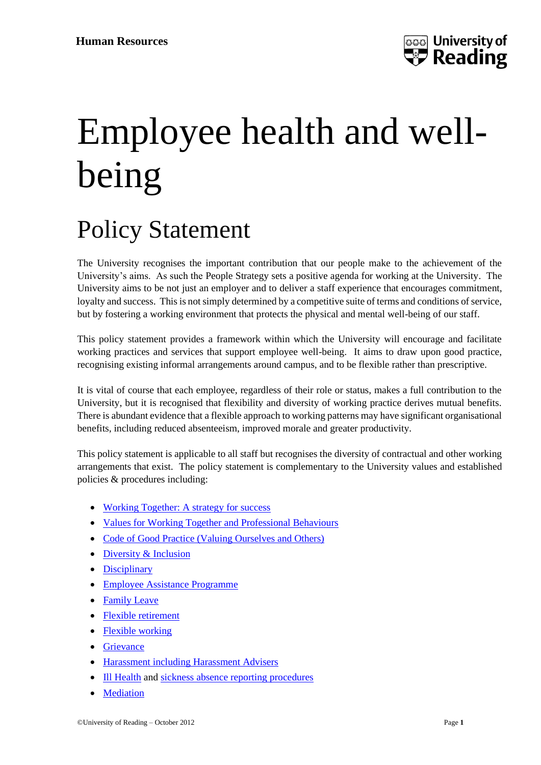Human Resources

# Employee health and well-being

## Policy Statement

The University recognises the important contribution that our people make to the achievement of the University's aims. As such the People Strategy sets a positive agenda for working at the University. The University aims to be not just an employer and to deliver a staff experience that encourages commitment, loyalty and success. This is not simply determined by a competitive suite of terms and conditions of service, but by fostering a working environment that protects the physical and mental well-being of our staff.

This policy statement provides a framework within which the University will encourage and facilitate working practices and services that support employee well-being. It aims to draw upon good practice, recognising existing informal arrangements around campus, and to be flexible rather than prescriptive.

It is vital of course that each employee, regardless of their role or status, makes a full contribution to the University, but it is recognised that flexibility and diversity of working practice derives mutual benefits. There is abundant evidence that a flexible approach to working patterns may have significant organisational benefits, including reduced absenteeism, improved morale and greater productivity.

This policy statement is applicable to all staff but recognises the diversity of contractual and other working arrangements that exist. The policy statement is complementary to the University values and established policies & procedures including:

- Working Together: A strategy for success
- Values for Working Together and Professional Behaviours
- Code of Good Practice (Valuing Ourselves and Others)
- Diversity & Inclusion
- Disciplinary
- Employee Assistance Programme
- Family Leave
- Flexible retirement
- Flexible working
- Grievance
- Harassment including Harassment Advisers
- Ill Health and sickness absence reporting procedures
- Mediation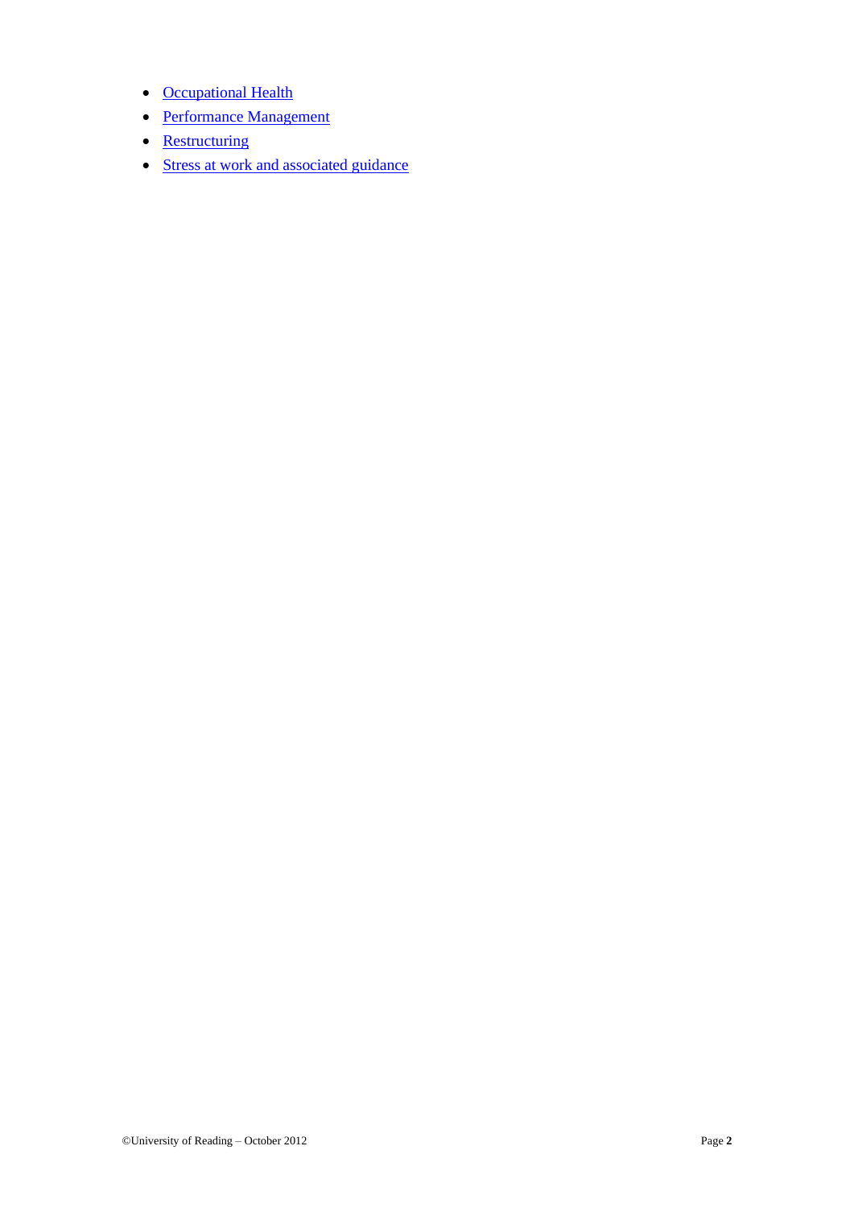- Occupational Health
- Performance Management
- Restructuring
- Stress at work and associated guidance